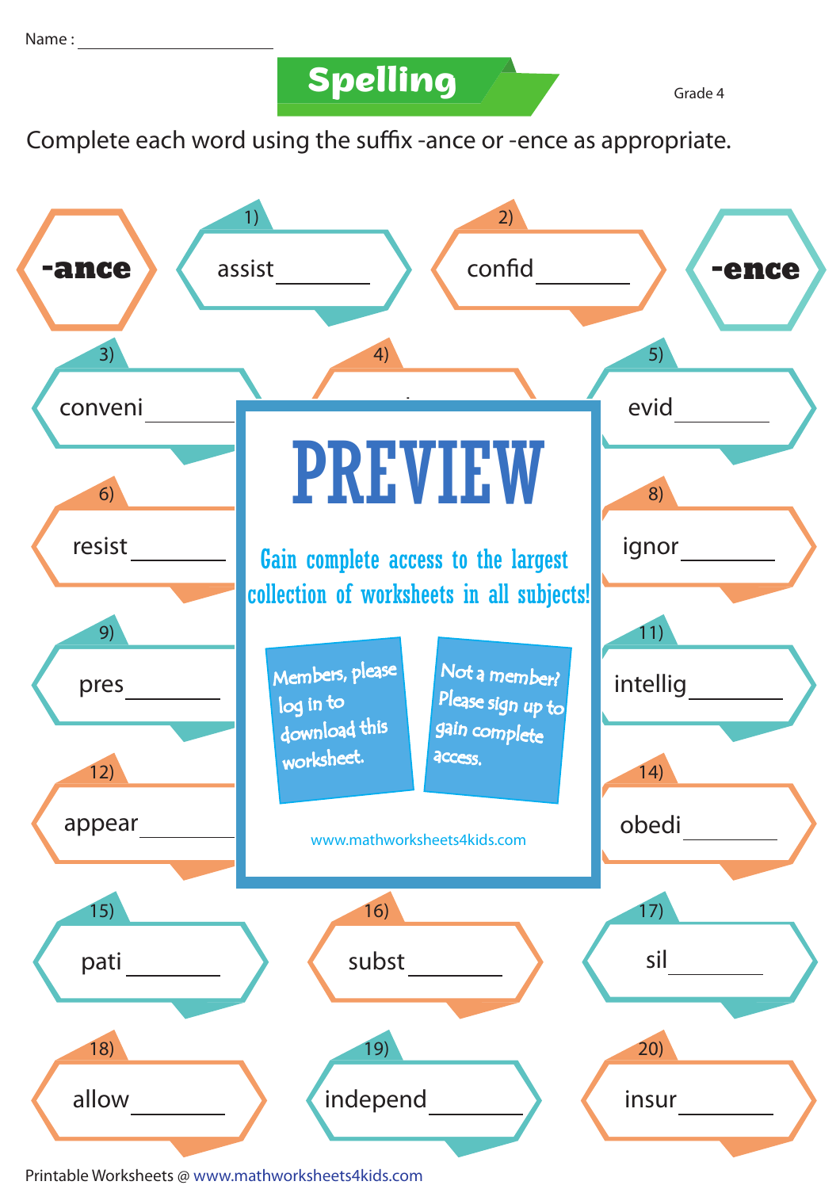Name : ____________________

# Spelling

Grade 4

Complete each word using the suffix -ance or -ence as appropriate.

**-ance** **-ence**

1) assist ________

2) confid ________

3) conveni ________

4) ________

5) evid ________

6) resist ________

8) ignor ________

9) pres ________

11) intellig ________

12) appear ________

14) obedi ________

15) pati ________

16) subst ________

17) sil ________

18) allow ________

19) independ ________

20) insur ________

**PREVIEW**

Gain complete access to the largest collection of worksheets in all subjects!

Members, please log in to download this worksheet.

Not a member? Please sign up to gain complete access.

www.mathworksheets4kids.com

Printable Worksheets @ www.mathworksheets4kids.com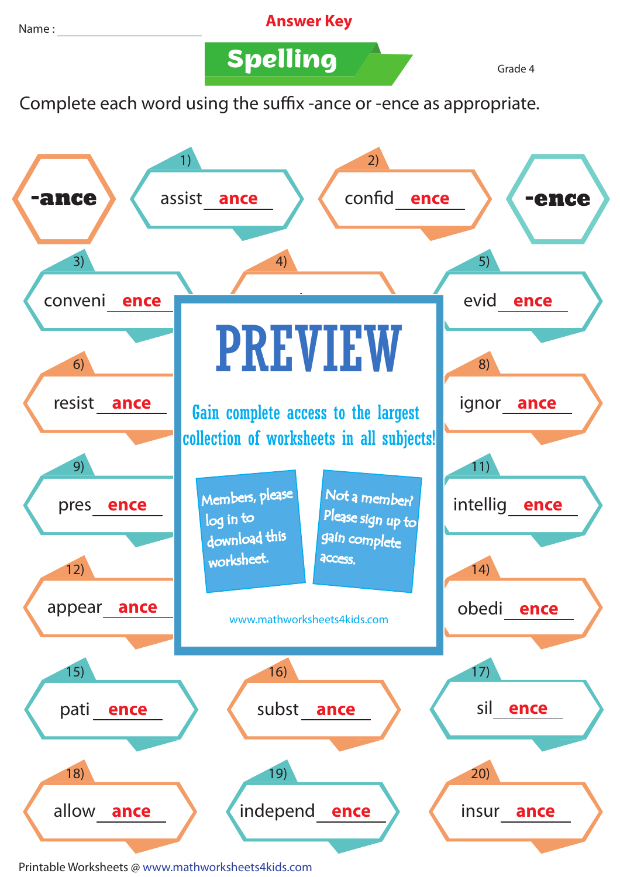Name : ____________________

**Answer Key**

# Spelling

Grade 4

Complete each word using the suffix -ance or -ence as appropriate.

**-ance** **-ence**

1) assist **ance**

2) confid **ence**

3) conveni **ence**

4)

5) evid **ence**

6) resist **ance**

7)

8) ignor **ance**

9) pres **ence**

10)

11) intellig **ence**

12) appear **ance**

13)

14) obedi **ence**

15) pati **ence**

16) subst **ance**

17) sil **ence**

18) allow **ance**

19) independ **ence**

20) insur **ance**

PREVIEW

Gain complete access to the largest collection of worksheets in all subjects!

Members, please log in to download this worksheet.

Not a member? Please sign up to gain complete access.

www.mathworksheets4kids.com

Printable Worksheets @ www.mathworksheets4kids.com